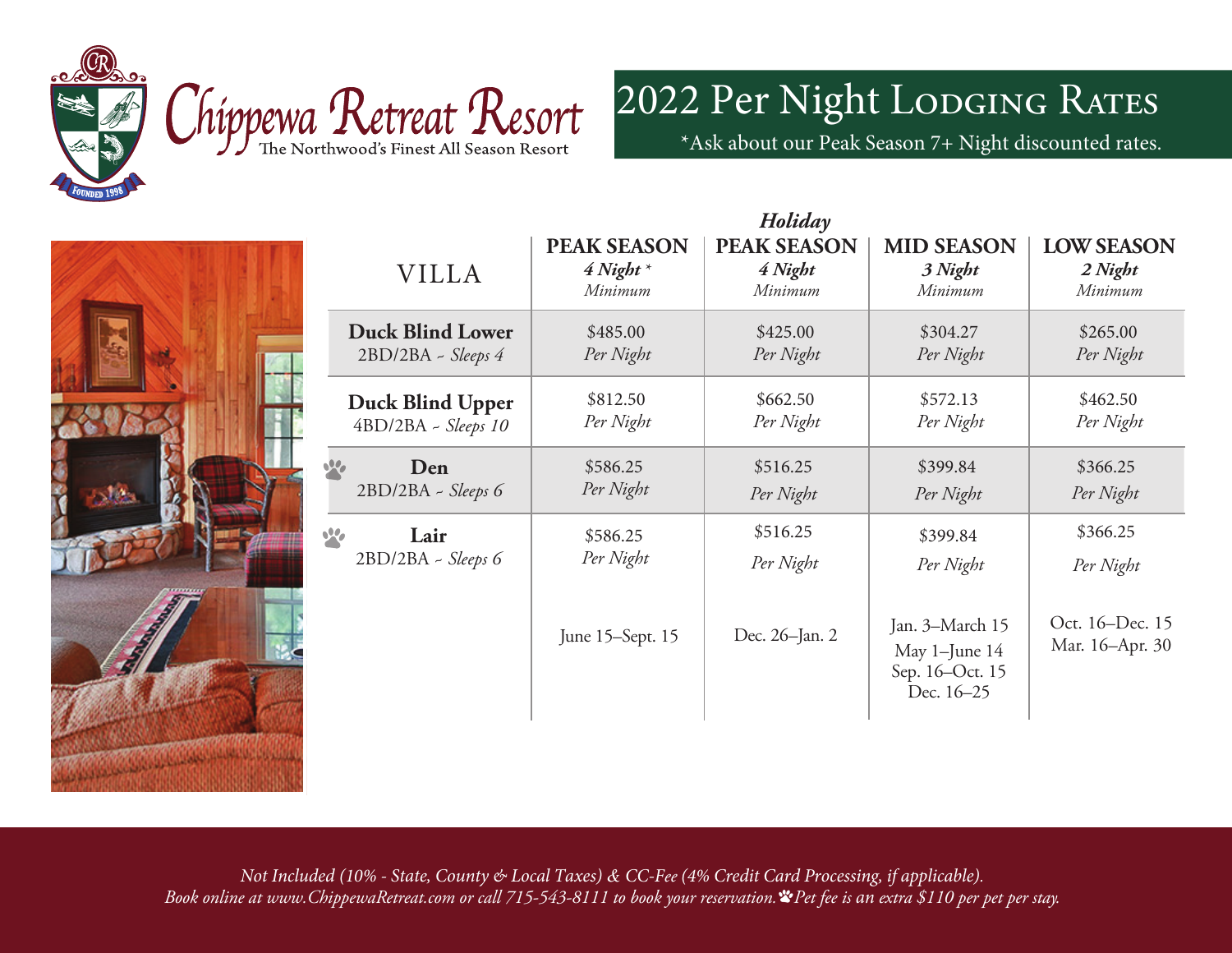# Chippewa Retreat Resort

The Northwood's Finest All Season Resort

## 2022 Per Night Lodging Rates

*Ask about our Peak Season 7+ Night discounted rates.

| VILLA | PEAK SEASON *4 Night* * *Minimum* | *Holiday* PEAK SEASON *4 Night* *Minimum* | MID SEASON *3 Night* *Minimum* | LOW SEASON *2 Night* *Minimum* |
|---|---|---|---|---|
| **Duck Blind Lower** 2BD/2BA - *Sleeps 4* | $485.00 *Per Night* | $425.00 *Per Night* | $304.27 *Per Night* | $265.00 *Per Night* |
| **Duck Blind Upper** 4BD/2BA - *Sleeps 10* | $812.50 *Per Night* | $662.50 *Per Night* | $572.13 *Per Night* | $462.50 *Per Night* |
| 🐾 **Den** 2BD/2BA - *Sleeps 6* | $586.25 *Per Night* | $516.25 *Per Night* | $399.84 *Per Night* | $366.25 *Per Night* |
| 🐾 **Lair** 2BD/2BA - *Sleeps 6* | $586.25 *Per Night* | $516.25 *Per Night* | $399.84 *Per Night* | $366.25 *Per Night* |
| | June 15–Sept. 15 | Dec. 26–Jan. 2 | Jan. 3–March 15<br>May 1–June 14<br>Sep. 16–Oct. 15<br>Dec. 16–25 | Oct. 16–Dec. 15<br>Mar. 16–Apr. 30 |

*Not Included (10% - State, County & Local Taxes) & CC-Fee (4% Credit Card Processing, if applicable).*
*Book online at www.ChippewaRetreat.com or call 715-543-8111 to book your reservation.* 🐾 *Pet fee is an extra $110 per pet per stay.*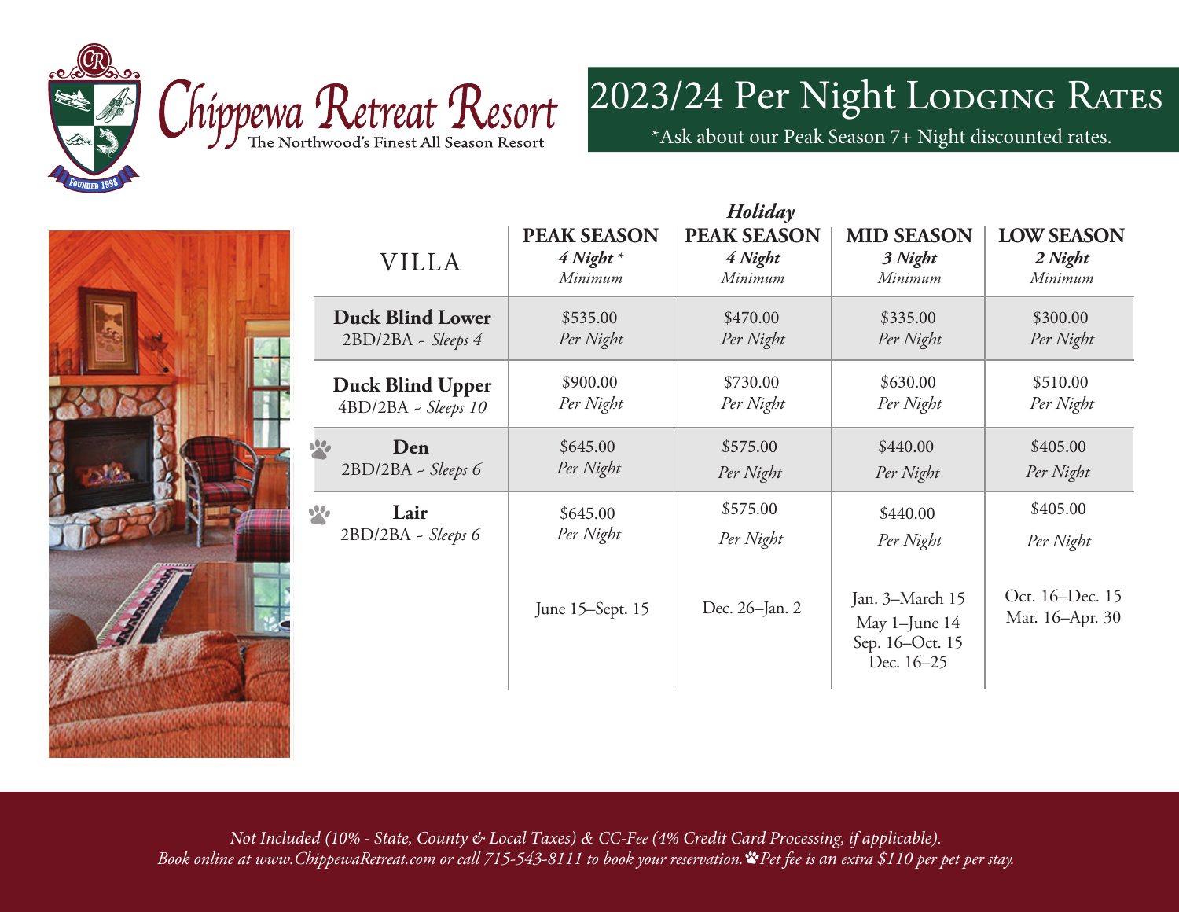# Chippewa Retreat Resort

The Northwood's Finest All Season Resort

Founded 1998

## 2023/24 Per Night Lodging Rates

*Ask about our Peak Season 7+ Night discounted rates.

| VILLA | PEAK SEASON *4 Night* * *Minimum* | *Holiday* PEAK SEASON *4 Night* *Minimum* | MID SEASON *3 Night* *Minimum* | LOW SEASON *2 Night* *Minimum* |
|---|---|---|---|---|
| **Duck Blind Lower** 2BD/2BA ~ *Sleeps 4* | $535.00 *Per Night* | $470.00 *Per Night* | $335.00 *Per Night* | $300.00 *Per Night* |
| **Duck Blind Upper** 4BD/2BA ~ *Sleeps 10* | $900.00 *Per Night* | $730.00 *Per Night* | $630.00 *Per Night* | $510.00 *Per Night* |
| 🐾 **Den** 2BD/2BA ~ *Sleeps 6* | $645.00 *Per Night* | $575.00 *Per Night* | $440.00 *Per Night* | $405.00 *Per Night* |
| 🐾 **Lair** 2BD/2BA ~ *Sleeps 6* | $645.00 *Per Night* | $575.00 *Per Night* | $440.00 *Per Night* | $405.00 *Per Night* |
| | June 15–Sept. 15 | Dec. 26–Jan. 2 | Jan. 3–March 15 May 1–June 14 Sep. 16–Oct. 15 Dec. 16–25 | Oct. 16–Dec. 15 Mar. 16–Apr. 30 |

*Not Included (10% - State, County & Local Taxes) & CC-Fee (4% Credit Card Processing, if applicable).*
*Book online at www.ChippewaRetreat.com or call 715-543-8111 to book your reservation.* 🐾*Pet fee is an extra $110 per pet per stay.*